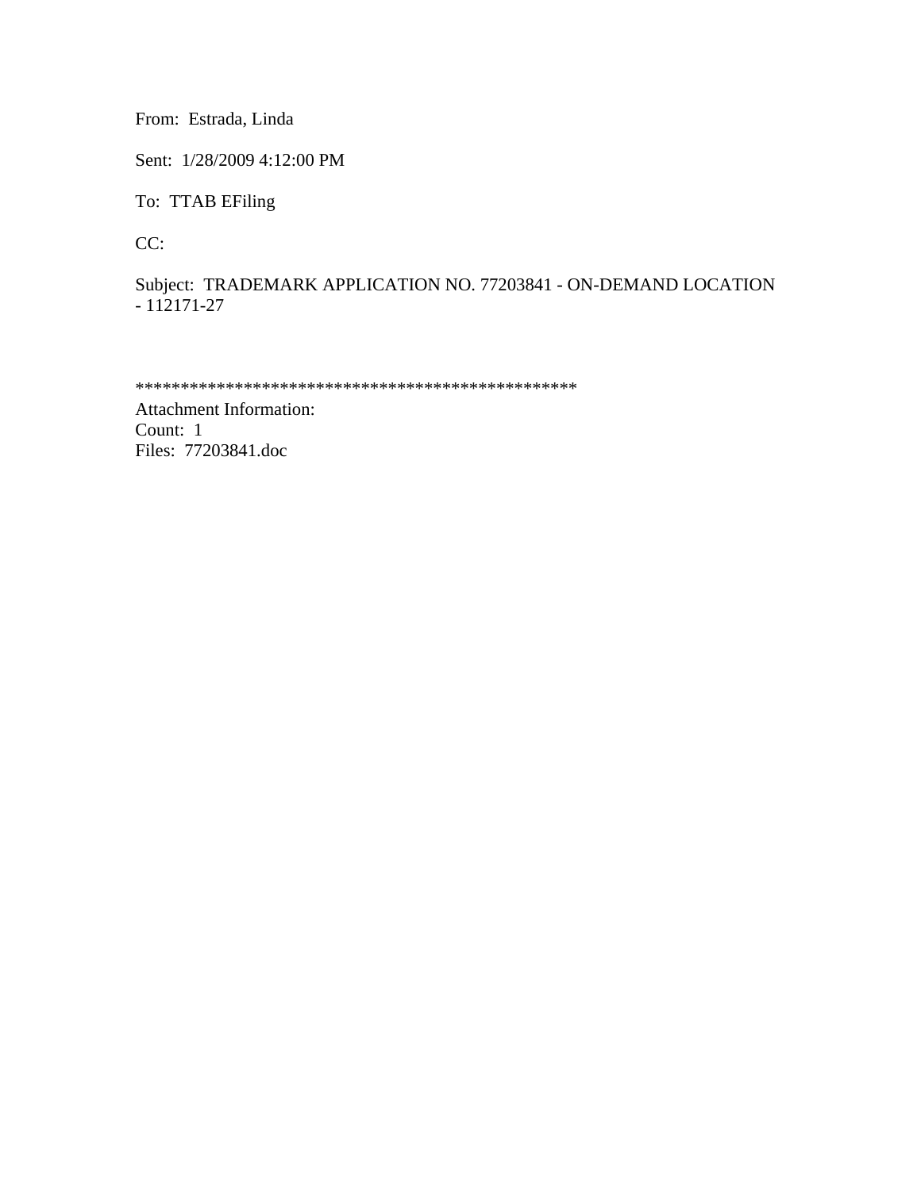From: Estrada, Linda

Sent: 1/28/2009 4:12:00 PM

To: TTAB EFiling

CC:

Subject: TRADEMARK APPLICATION NO. 77203841 - ON-DEMAND LOCATION - 112171-27

**************************************************
Attachment Information:
Count: 1
Files: 77203841.doc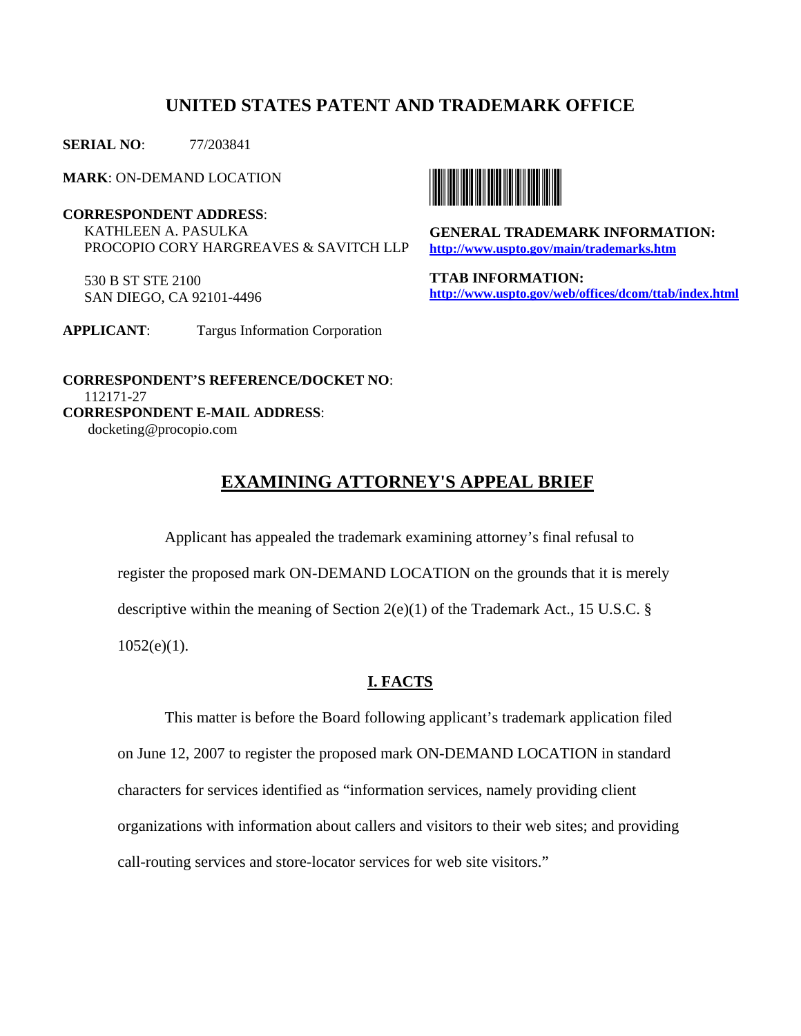# UNITED STATES PATENT AND TRADEMARK OFFICE

**SERIAL NO**: 77/203841

**MARK**: ON-DEMAND LOCATION

**CORRESPONDENT ADDRESS**:
KATHLEEN A. PASULKA
PROCOPIO CORY HARGREAVES & SAVITCH LLP

530 B ST STE 2100
SAN DIEGO, CA 92101-4496

**GENERAL TRADEMARK INFORMATION:**
**http://www.uspto.gov/main/trademarks.htm**

**TTAB INFORMATION:**
**http://www.uspto.gov/web/offices/dcom/ttab/index.html**

**APPLICANT**: Targus Information Corporation

**CORRESPONDENT'S REFERENCE/DOCKET NO**:
112171-27

**CORRESPONDENT E-MAIL ADDRESS**:
docketing@procopio.com

## EXAMINING ATTORNEY'S APPEAL BRIEF

Applicant has appealed the trademark examining attorney's final refusal to register the proposed mark ON-DEMAND LOCATION on the grounds that it is merely descriptive within the meaning of Section 2(e)(1) of the Trademark Act., 15 U.S.C. § 1052(e)(1).

### I. FACTS

This matter is before the Board following applicant's trademark application filed on June 12, 2007 to register the proposed mark ON-DEMAND LOCATION in standard characters for services identified as "information services, namely providing client organizations with information about callers and visitors to their web sites; and providing call-routing services and store-locator services for web site visitors."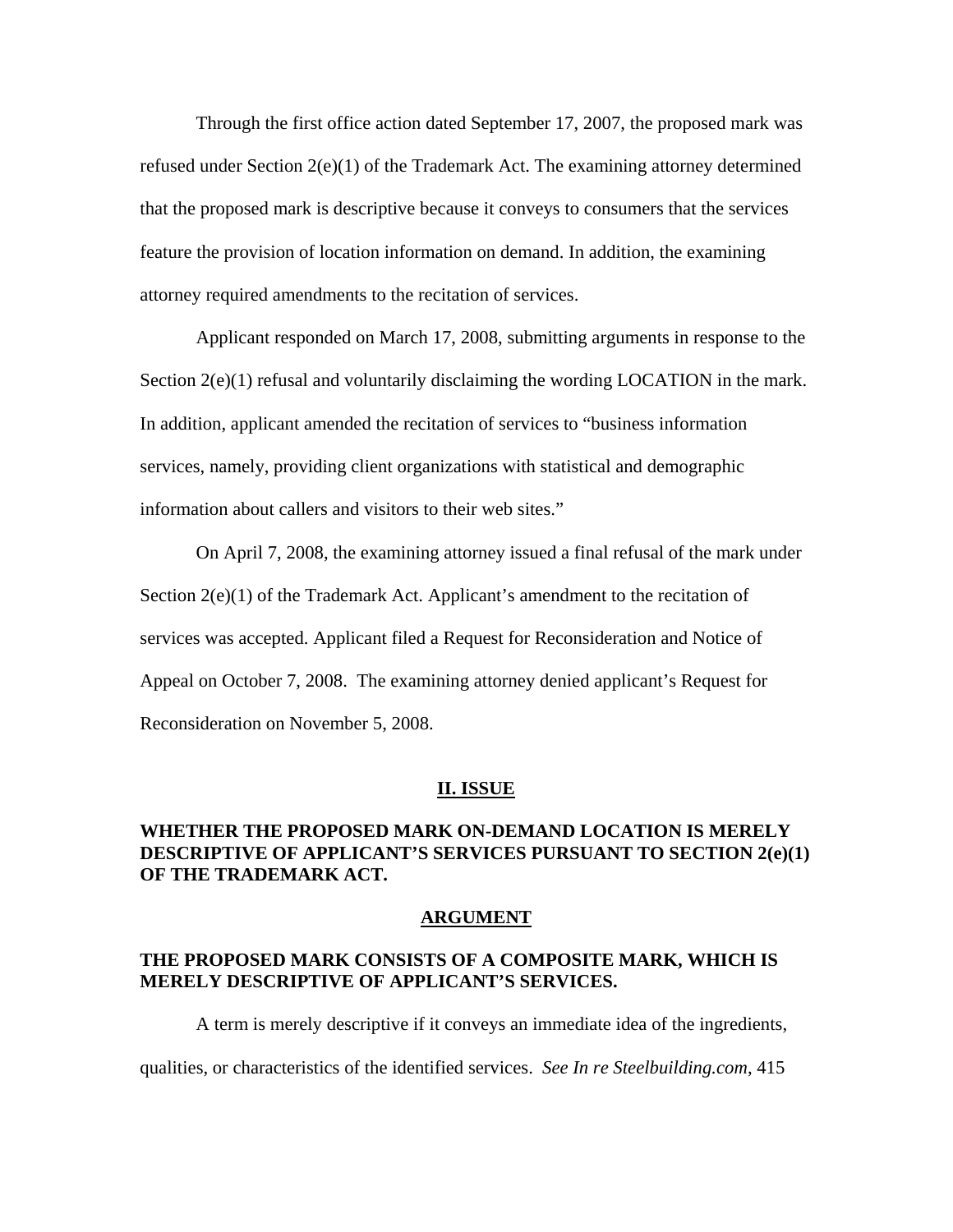Through the first office action dated September 17, 2007, the proposed mark was refused under Section 2(e)(1) of the Trademark Act. The examining attorney determined that the proposed mark is descriptive because it conveys to consumers that the services feature the provision of location information on demand. In addition, the examining attorney required amendments to the recitation of services.

Applicant responded on March 17, 2008, submitting arguments in response to the Section 2(e)(1) refusal and voluntarily disclaiming the wording LOCATION in the mark. In addition, applicant amended the recitation of services to "business information services, namely, providing client organizations with statistical and demographic information about callers and visitors to their web sites."

On April 7, 2008, the examining attorney issued a final refusal of the mark under Section 2(e)(1) of the Trademark Act. Applicant's amendment to the recitation of services was accepted. Applicant filed a Request for Reconsideration and Notice of Appeal on October 7, 2008. The examining attorney denied applicant's Request for Reconsideration on November 5, 2008.

## II. ISSUE

**WHETHER THE PROPOSED MARK ON-DEMAND LOCATION IS MERELY DESCRIPTIVE OF APPLICANT'S SERVICES PURSUANT TO SECTION 2(e)(1) OF THE TRADEMARK ACT.**

## ARGUMENT

**THE PROPOSED MARK CONSISTS OF A COMPOSITE MARK, WHICH IS MERELY DESCRIPTIVE OF APPLICANT'S SERVICES.**

A term is merely descriptive if it conveys an immediate idea of the ingredients, qualities, or characteristics of the identified services. *See In re Steelbuilding.com*, 415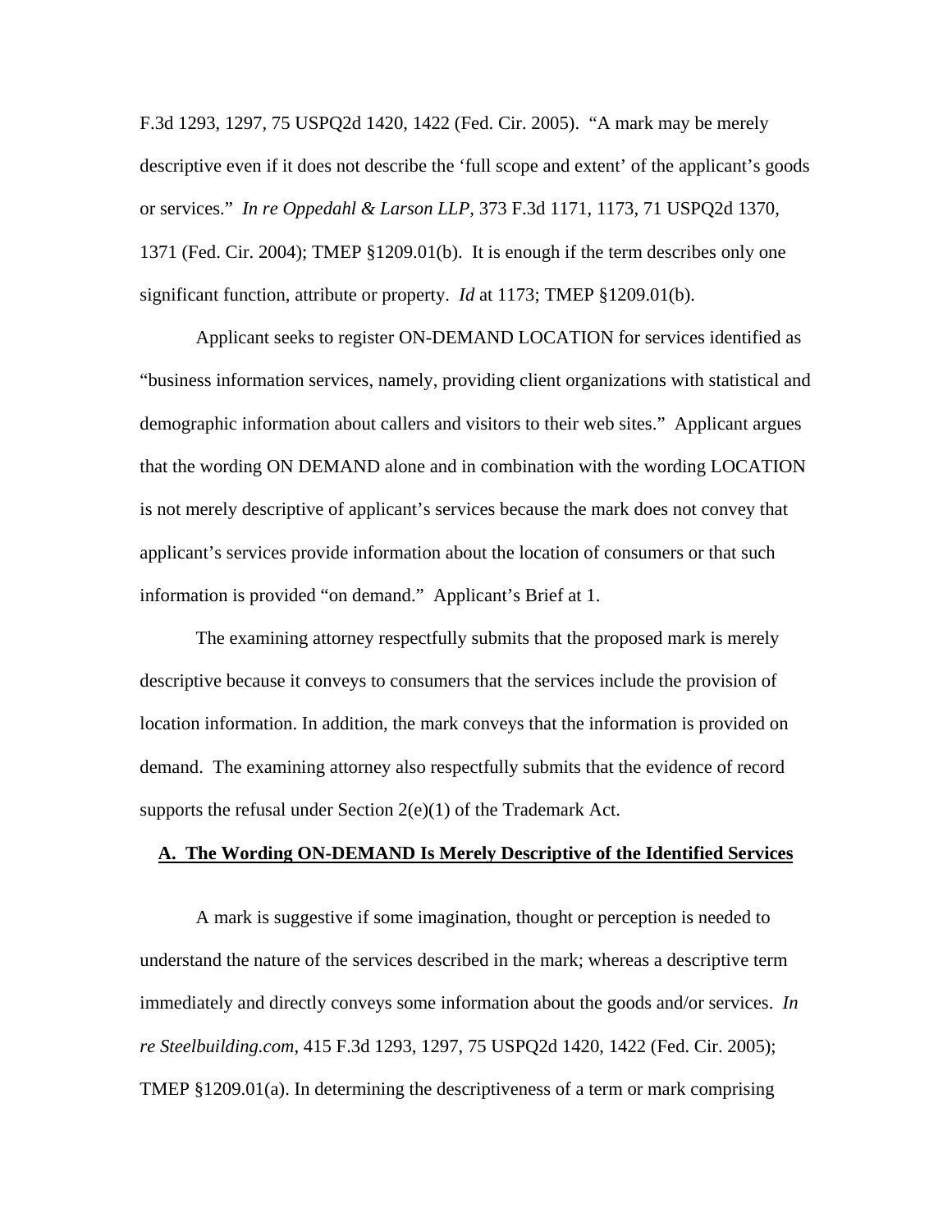F.3d 1293, 1297, 75 USPQ2d 1420, 1422 (Fed. Cir. 2005). "A mark may be merely descriptive even if it does not describe the 'full scope and extent' of the applicant's goods or services." *In re Oppedahl & Larson LLP*, 373 F.3d 1171, 1173, 71 USPQ2d 1370, 1371 (Fed. Cir. 2004); TMEP §1209.01(b). It is enough if the term describes only one significant function, attribute or property. *Id* at 1173; TMEP §1209.01(b).

Applicant seeks to register ON-DEMAND LOCATION for services identified as "business information services, namely, providing client organizations with statistical and demographic information about callers and visitors to their web sites." Applicant argues that the wording ON DEMAND alone and in combination with the wording LOCATION is not merely descriptive of applicant's services because the mark does not convey that applicant's services provide information about the location of consumers or that such information is provided "on demand." Applicant's Brief at 1.

The examining attorney respectfully submits that the proposed mark is merely descriptive because it conveys to consumers that the services include the provision of location information. In addition, the mark conveys that the information is provided on demand. The examining attorney also respectfully submits that the evidence of record supports the refusal under Section 2(e)(1) of the Trademark Act.

**A. The Wording ON-DEMAND Is Merely Descriptive of the Identified Services**

A mark is suggestive if some imagination, thought or perception is needed to understand the nature of the services described in the mark; whereas a descriptive term immediately and directly conveys some information about the goods and/or services. *In re Steelbuilding.com*, 415 F.3d 1293, 1297, 75 USPQ2d 1420, 1422 (Fed. Cir. 2005); TMEP §1209.01(a). In determining the descriptiveness of a term or mark comprising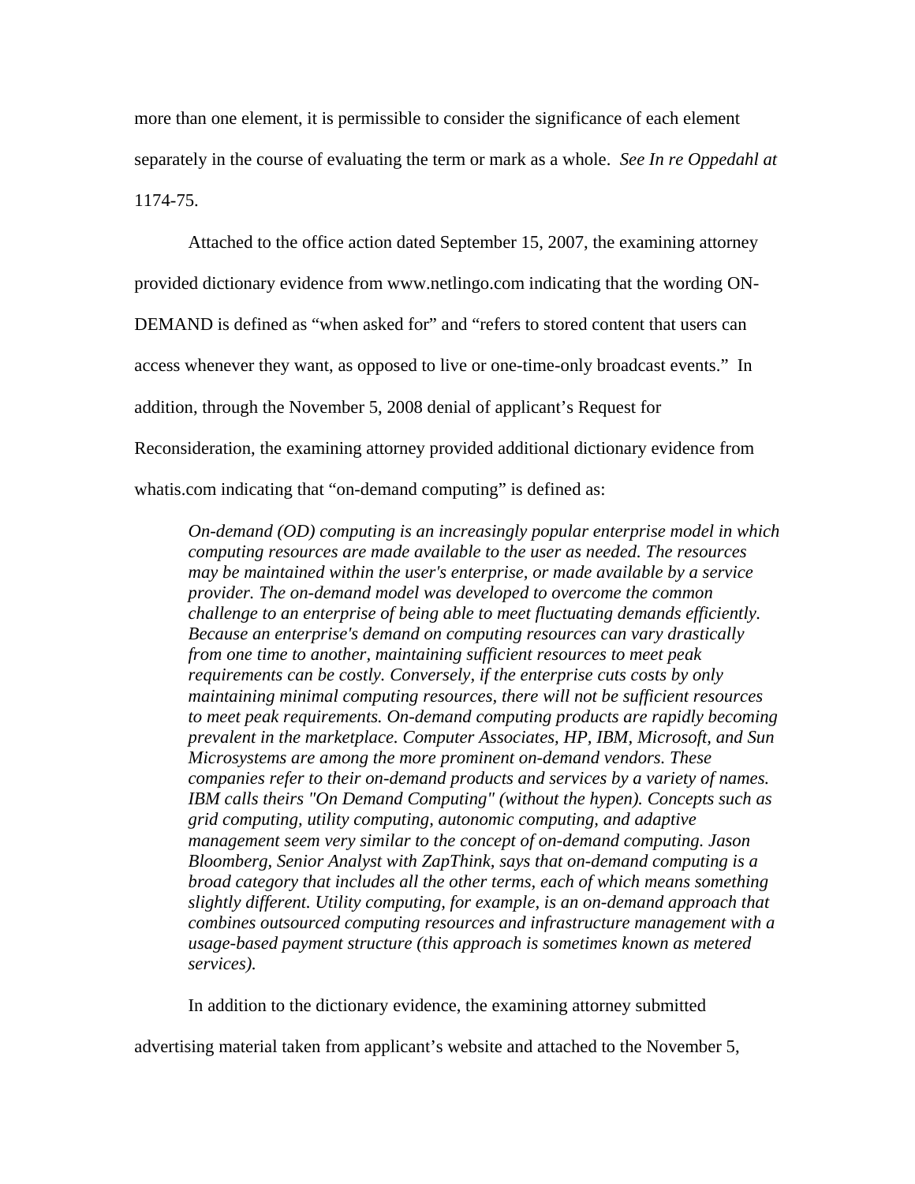more than one element, it is permissible to consider the significance of each element separately in the course of evaluating the term or mark as a whole. *See In re Oppedahl at* 1174-75.

Attached to the office action dated September 15, 2007, the examining attorney provided dictionary evidence from www.netlingo.com indicating that the wording ON-DEMAND is defined as "when asked for" and "refers to stored content that users can access whenever they want, as opposed to live or one-time-only broadcast events." In addition, through the November 5, 2008 denial of applicant's Request for Reconsideration, the examining attorney provided additional dictionary evidence from whatis.com indicating that "on-demand computing" is defined as:

> *On-demand (OD) computing is an increasingly popular enterprise model in which computing resources are made available to the user as needed. The resources may be maintained within the user's enterprise, or made available by a service provider. The on-demand model was developed to overcome the common challenge to an enterprise of being able to meet fluctuating demands efficiently. Because an enterprise's demand on computing resources can vary drastically from one time to another, maintaining sufficient resources to meet peak requirements can be costly. Conversely, if the enterprise cuts costs by only maintaining minimal computing resources, there will not be sufficient resources to meet peak requirements. On-demand computing products are rapidly becoming prevalent in the marketplace. Computer Associates, HP, IBM, Microsoft, and Sun Microsystems are among the more prominent on-demand vendors. These companies refer to their on-demand products and services by a variety of names. IBM calls theirs "On Demand Computing" (without the hypen). Concepts such as grid computing, utility computing, autonomic computing, and adaptive management seem very similar to the concept of on-demand computing. Jason Bloomberg, Senior Analyst with ZapThink, says that on-demand computing is a broad category that includes all the other terms, each of which means something slightly different. Utility computing, for example, is an on-demand approach that combines outsourced computing resources and infrastructure management with a usage-based payment structure (this approach is sometimes known as metered services).*

In addition to the dictionary evidence, the examining attorney submitted advertising material taken from applicant's website and attached to the November 5,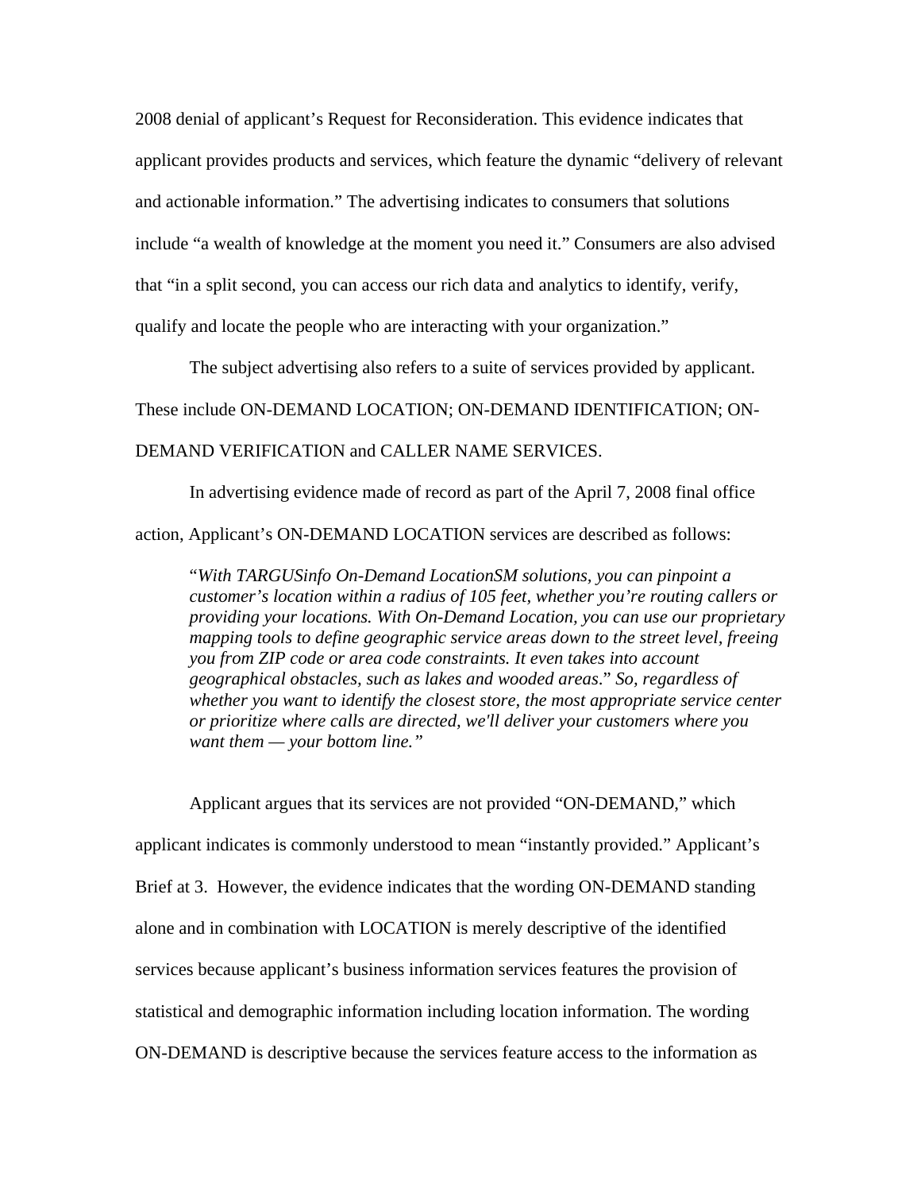2008 denial of applicant's Request for Reconsideration. This evidence indicates that applicant provides products and services, which feature the dynamic "delivery of relevant and actionable information." The advertising indicates to consumers that solutions include "a wealth of knowledge at the moment you need it." Consumers are also advised that "in a split second, you can access our rich data and analytics to identify, verify, qualify and locate the people who are interacting with your organization."

The subject advertising also refers to a suite of services provided by applicant. These include ON-DEMAND LOCATION; ON-DEMAND IDENTIFICATION; ON-DEMAND VERIFICATION and CALLER NAME SERVICES.

In advertising evidence made of record as part of the April 7, 2008 final office action, Applicant's ON-DEMAND LOCATION services are described as follows:

> "*With TARGUSinfo On-Demand LocationSM solutions, you can pinpoint a customer's location within a radius of 105 feet, whether you're routing callers or providing your locations. With On-Demand Location, you can use our proprietary mapping tools to define geographic service areas down to the street level, freeing you from ZIP code or area code constraints. It even takes into account geographical obstacles, such as lakes and wooded areas*." *So, regardless of whether you want to identify the closest store, the most appropriate service center or prioritize where calls are directed, we'll deliver your customers where you want them — your bottom line."*

Applicant argues that its services are not provided "ON-DEMAND," which applicant indicates is commonly understood to mean "instantly provided." Applicant's Brief at 3. However, the evidence indicates that the wording ON-DEMAND standing alone and in combination with LOCATION is merely descriptive of the identified services because applicant's business information services features the provision of statistical and demographic information including location information. The wording ON-DEMAND is descriptive because the services feature access to the information as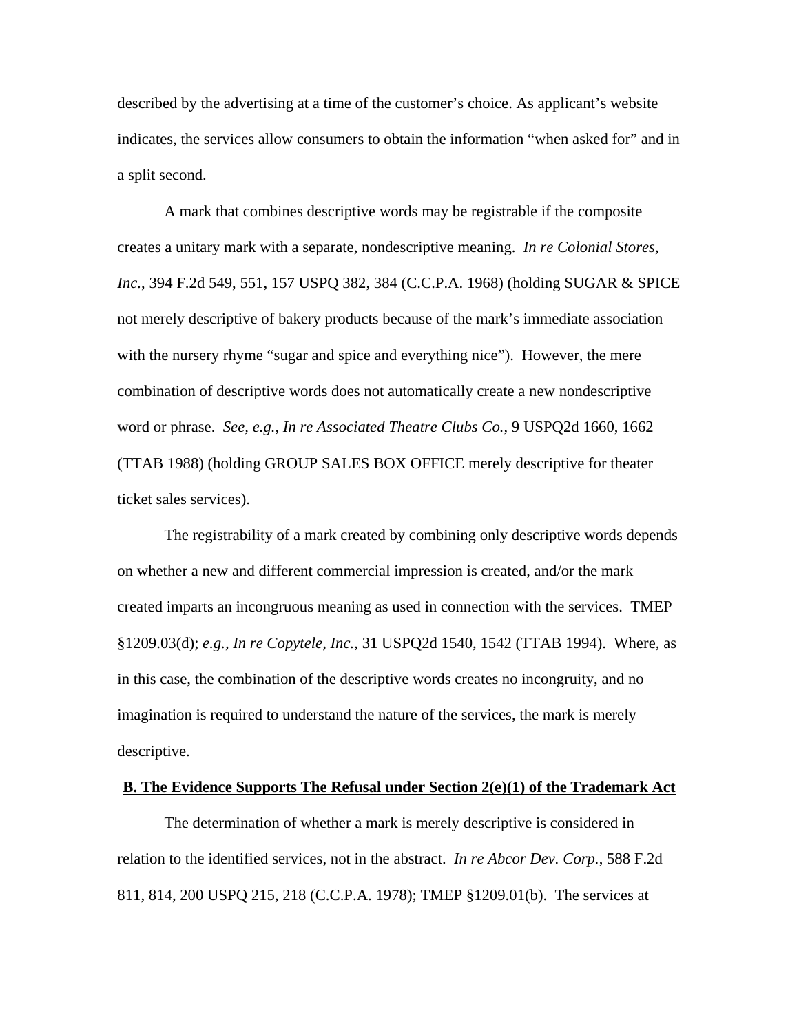described by the advertising at a time of the customer's choice. As applicant's website indicates, the services allow consumers to obtain the information "when asked for" and in a split second.

A mark that combines descriptive words may be registrable if the composite creates a unitary mark with a separate, nondescriptive meaning. *In re Colonial Stores, Inc.*, 394 F.2d 549, 551, 157 USPQ 382, 384 (C.C.P.A. 1968) (holding SUGAR & SPICE not merely descriptive of bakery products because of the mark's immediate association with the nursery rhyme "sugar and spice and everything nice"). However, the mere combination of descriptive words does not automatically create a new nondescriptive word or phrase. *See, e.g., In re Associated Theatre Clubs Co.*, 9 USPQ2d 1660, 1662 (TTAB 1988) (holding GROUP SALES BOX OFFICE merely descriptive for theater ticket sales services).

The registrability of a mark created by combining only descriptive words depends on whether a new and different commercial impression is created, and/or the mark created imparts an incongruous meaning as used in connection with the services. TMEP §1209.03(d); *e.g., In re Copytele, Inc.*, 31 USPQ2d 1540, 1542 (TTAB 1994). Where, as in this case, the combination of the descriptive words creates no incongruity, and no imagination is required to understand the nature of the services, the mark is merely descriptive.

**B. The Evidence Supports The Refusal under Section 2(e)(1) of the Trademark Act**

The determination of whether a mark is merely descriptive is considered in relation to the identified services, not in the abstract. *In re Abcor Dev. Corp.*, 588 F.2d 811, 814, 200 USPQ 215, 218 (C.C.P.A. 1978); TMEP §1209.01(b). The services at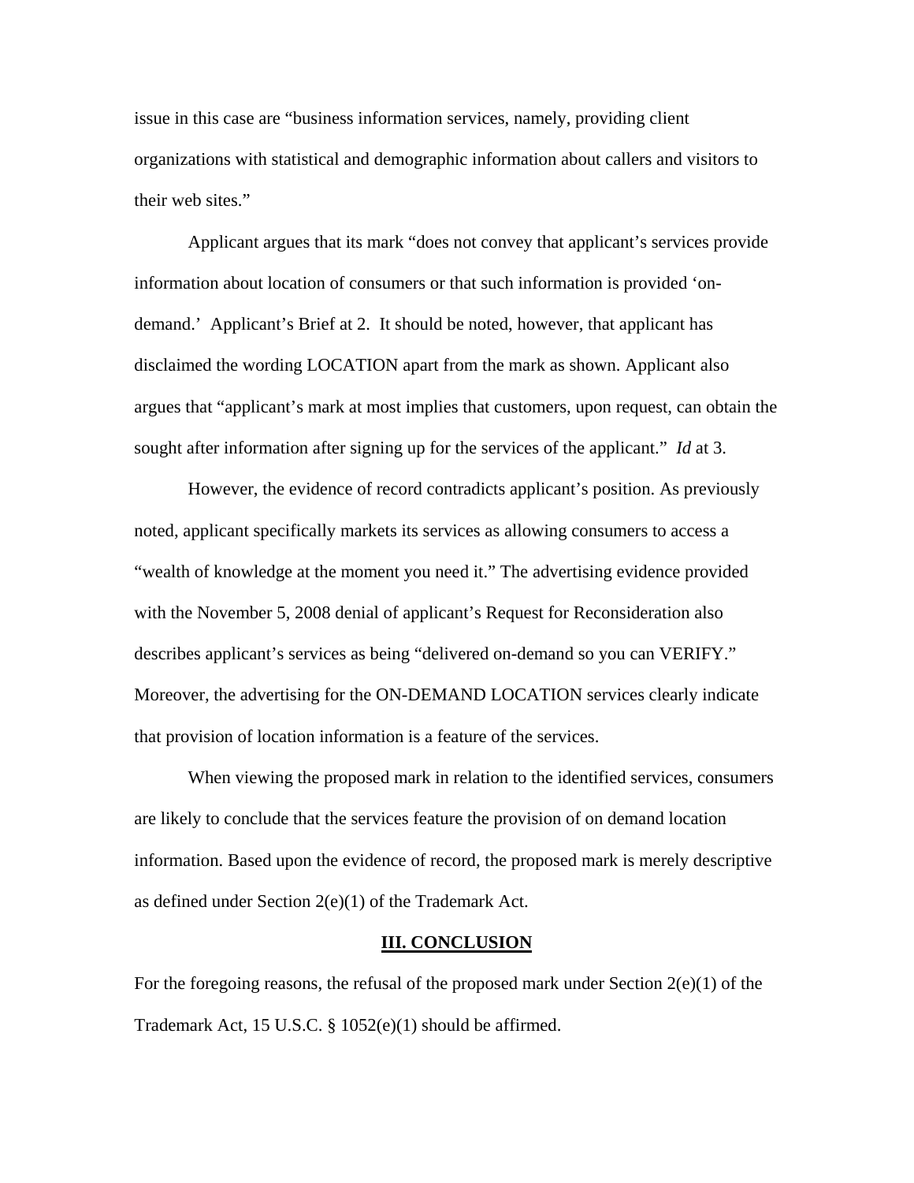issue in this case are "business information services, namely, providing client organizations with statistical and demographic information about callers and visitors to their web sites."

Applicant argues that its mark "does not convey that applicant's services provide information about location of consumers or that such information is provided 'on-demand.' Applicant's Brief at 2. It should be noted, however, that applicant has disclaimed the wording LOCATION apart from the mark as shown. Applicant also argues that "applicant's mark at most implies that customers, upon request, can obtain the sought after information after signing up for the services of the applicant." *Id* at 3.

However, the evidence of record contradicts applicant's position. As previously noted, applicant specifically markets its services as allowing consumers to access a "wealth of knowledge at the moment you need it." The advertising evidence provided with the November 5, 2008 denial of applicant's Request for Reconsideration also describes applicant's services as being "delivered on-demand so you can VERIFY." Moreover, the advertising for the ON-DEMAND LOCATION services clearly indicate that provision of location information is a feature of the services.

When viewing the proposed mark in relation to the identified services, consumers are likely to conclude that the services feature the provision of on demand location information. Based upon the evidence of record, the proposed mark is merely descriptive as defined under Section 2(e)(1) of the Trademark Act.

## III. CONCLUSION

For the foregoing reasons, the refusal of the proposed mark under Section 2(e)(1) of the Trademark Act, 15 U.S.C. § 1052(e)(1) should be affirmed.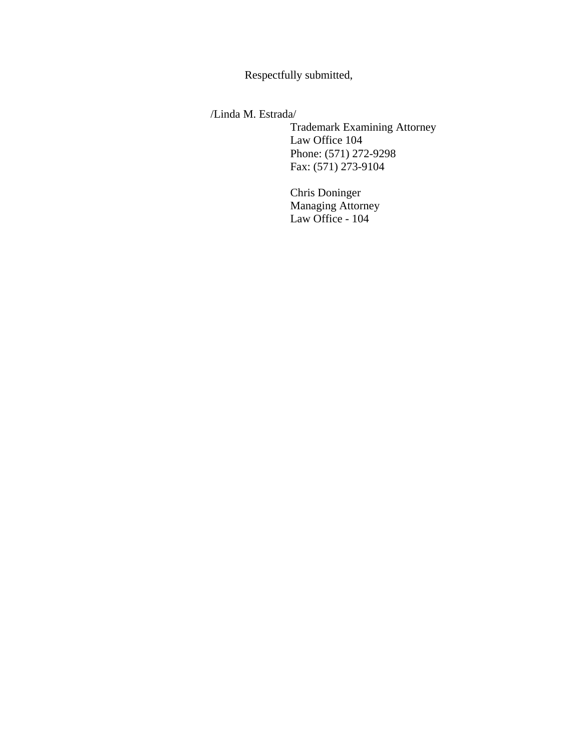Respectfully submitted,

/Linda M. Estrada/
Trademark Examining Attorney
Law Office 104
Phone: (571) 272-9298
Fax: (571) 273-9104

Chris Doninger
Managing Attorney
Law Office - 104